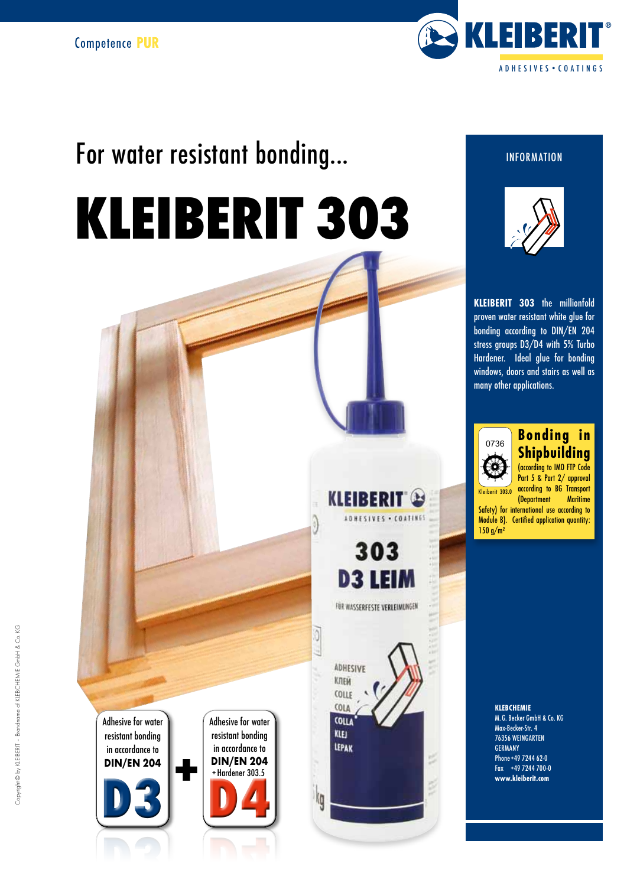Competence **PUR**

**KLEIBERIT** ADHESIVES • COATINGS

For water resistant bonding...

# KLEIBERIT 303

## INFORMATION

**KLEIBERIT 303** the millionfold proven water resistant white glue for bonding according to DIN/EN 204 stress groups D3/D4 with 5% Turbo Hardener. Ideal glue for bonding windows, doors and stairs as well as many other applications.

0736

Kleiberit 303.0

### Bonding in Shipbuilding

(according to IMO FTP Code Part 5 & Part 2/ approval according to BG Transport (Department Maritime Safety) for international use according to Module B). Certified application quantity: 150 g/m²

Adhesive for water resistant bonding in accordance to **DIN/EN 204**

**D3**

**+**

Adhesive for water resistant bonding in accordance to **DIN/EN 204**
+ Hardener 303.5

**D4**

**KLEBCHEMIE**
M. G. Becker GmbH & Co. KG
Max-Becker-Str. 4
76356 WEINGARTEN
GERMANY
Phone +49 7244 62-0
Fax +49 7244 700-0
**www.kleiberit.com**

Copyright © by KLEIBERIT - Brandname of KLEBCHEMIE GmbH & Co. KG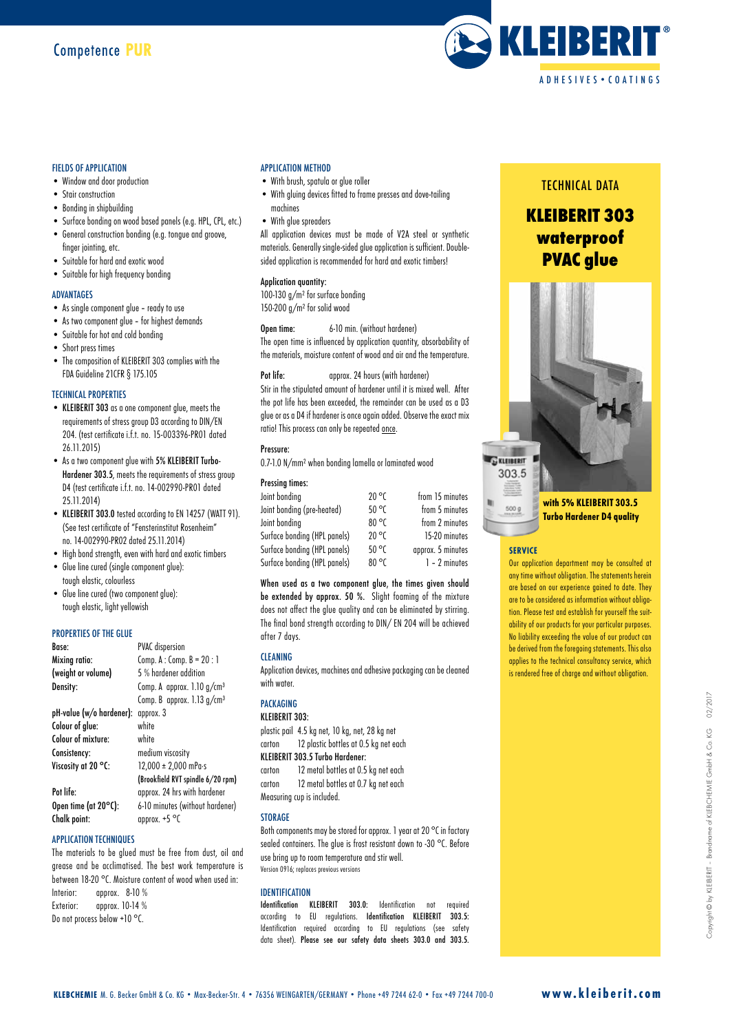Competence **PUR**

KLEIBERIT® ADHESIVES • COATINGS

TECHNICAL DATA

# KLEIBERIT 303 waterproof PVAC glue

**with 5% KLEIBERIT 303.5 Turbo Hardener D4 quality**

## FIELDS OF APPLICATION

- Window and door production
- Stair construction
- Bonding in shipbuilding
- Surface bonding on wood based panels (e.g. HPL, CPL, etc.)
- General construction bonding (e.g. tongue and groove, finger jointing, etc.
- Suitable for hard and exotic wood
- Suitable for high frequency bonding

## ADVANTAGES

- As single component glue – ready to use
- As two component glue – for highest demands
- Suitable for hot and cold bonding
- Short press times
- The composition of KLEIBERIT 303 complies with the FDA Guideline 21CFR § 175.105

## TECHNICAL PROPERTIES

- **KLEIBERIT 303** as a one component glue, meets the requirements of stress group D3 according to DIN/EN 204. (test certificate i.f.t. no. 15-003396-PR01 dated 26.11.2015)
- As a two component glue with **5% KLEIBERIT Turbo-Hardener 303.5**, meets the requirements of stress group D4 (test certificate i.f.t. no. 14-002990-PR01 dated 25.11.2014)
- **KLEIBERIT 303.0** tested according to EN 14257 (WATT 91). (See test certificate of "Fensterinstitut Rosenheim" no. 14-002990-PR02 dated 25.11.2014)
- High bond strength, even with hard and exotic timbers
- Glue line cured (single component glue): tough elastic, colourless
- Glue line cured (two component glue): tough elastic, light yellowish

## PROPERTIES OF THE GLUE

| | |
|---|---|
| **Base:** | PVAC dispersion |
| **Mixing ratio: (weight or volume)** | Comp. A : Comp. B = 20 : 1 5 % hardener addition |
| **Density:** | Comp. A approx. 1.10 g/cm³ Comp. B approx. 1.13 g/cm³ |
| **pH-value (w/o hardener):** | approx. 3 |
| **Colour of glue:** | white |
| **Colour of mixture:** | white |
| **Consistency:** | medium viscosity |
| **Viscosity at 20 °C:** | 12,000 ± 2,000 mPa·s **(Brookfield RVT spindle 6/20 rpm)** |
| **Pot life:** | approx. 24 hrs with hardener |
| **Open time (at 20°C):** | 6-10 minutes (without hardener) |
| **Chalk point:** | approx. +5 °C |

## APPLICATION TECHNIQUES

The materials to be glued must be free from dust, oil and grease and be acclimatised. The best work temperature is between 18-20 °C. Moisture content of wood when used in:

Interior: approx. 8-10 %
Exterior: approx. 10-14 %

Do not process below +10 °C.

## APPLICATION METHOD

- With brush, spatula or glue roller
- With gluing devices fitted to frame presses and dove-tailing machines
- With glue spreaders

All application devices must be made of V2A steel or synthetic materials. Generally single-sided glue application is sufficient. Double-sided application is recommended for hard and exotic timbers!

**Application quantity:**
100-130 g/m² for surface bonding
150-200 g/m² for solid wood

**Open time:** 6-10 min. (without hardener)
The open time is influenced by application quantity, absorbability of the materials, moisture content of wood and air and the temperature.

**Pot life:** approx. 24 hours (with hardener)
Stir in the stipulated amount of hardener until it is mixed well. After the pot life has been exceeded, the remainder can be used as a D3 glue or as a D4 if hardener is once again added. Observe the exact mix ratio! This process can only be repeated once.

**Pressure:**
0.7-1.0 N/mm² when bonding lamella or laminated wood

**Pressing times:**

| | | |
|---|---|---|
| Joint bonding | 20 °C | from 15 minutes |
| Joint bonding (pre-heated) | 50 °C | from 5 minutes |
| Joint bonding | 80 °C | from 2 minutes |
| Surface bonding (HPL panels) | 20 °C | 15-20 minutes |
| Surface bonding (HPL panels) | 50 °C | approx. 5 minutes |
| Surface bonding (HPL panels) | 80 °C | 1 – 2 minutes |

**When used as a two component glue, the times given should be extended by approx. 50 %.** Slight foaming of the mixture does not affect the glue quality and can be eliminated by stirring. The final bond strength according to DIN/ EN 204 will be achieved after 7 days.

## CLEANING

Application devices, machines and adhesive packaging can be cleaned with water.

## PACKAGING

**KLEIBERIT 303:**
plastic pail 4.5 kg net, 10 kg, net, 28 kg net
carton 12 plastic bottles at 0.5 kg net each

**KLEIBERIT 303.5 Turbo Hardener:**
carton 12 metal bottles at 0.5 kg net each
carton 12 metal bottles at 0.7 kg net each
Measuring cup is included.

## STORAGE

Both components may be stored for approx. 1 year at 20 °C in factory sealed containers. The glue is frost resistant down to -30 °C. Before use bring up to room temperature and stir well.

Version 0916; replaces previous versions

## IDENTIFICATION

**Identification KLEIBERIT 303.0:** Identification not required according to EU regulations. **Identification KLEIBERIT 303.5:** Identification required according to EU regulations (see safety data sheet). **Please see our safety data sheets 303.0 and 303.5.**

## SERVICE

Our application department may be consulted at any time without obligation. The statements herein are based on our experience gained to date. They are to be considered as information without obligation. Please test and establish for yourself the suitability of our products for your particular purposes. No liability exceeding the value of our product can be derived from the foregoing statements. This also applies to the technical consultancy service, which is rendered free of charge and without obligation.

Copyright © by KLEIBERIT – Brandname of KLEBCHEMIE GmbH & Co. KG 02/2017

**KLEBCHEMIE** M. G. Becker GmbH & Co. KG • Max-Becker-Str. 4 • 76356 WEINGARTEN/GERMANY • Phone +49 7244 62-0 • Fax +49 7244 700-0 **www.kleiberit.com**